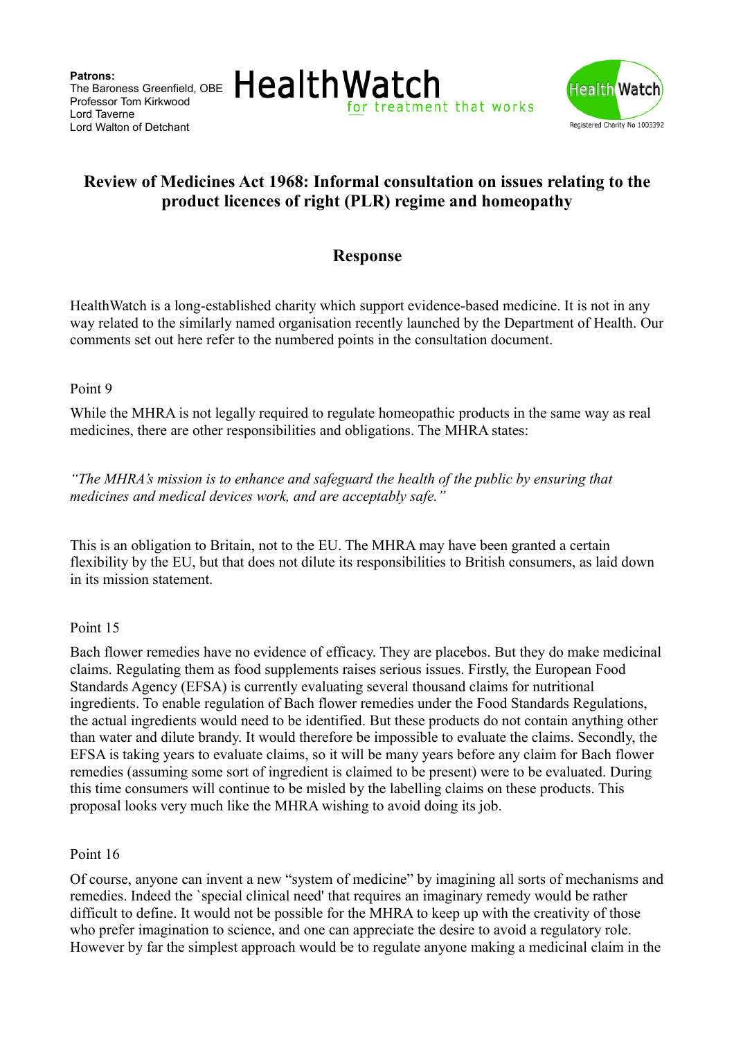**Patrons:**
The Baroness Greenfield, OBE
Professor Tom Kirkwood
Lord Taverne
Lord Walton of Detchant

HealthWatch
for treatment that works

HealthWatch
Registered Charity No 1003392

## Review of Medicines Act 1968: Informal consultation on issues relating to the product licences of right (PLR) regime and homeopathy

### Response

HealthWatch is a long-established charity which support evidence-based medicine. It is not in any way related to the similarly named organisation recently launched by the Department of Health. Our comments set out here refer to the numbered points in the consultation document.

Point 9

While the MHRA is not legally required to regulate homeopathic products in the same way as real medicines, there are other responsibilities and obligations. The MHRA states:

*"The MHRA's mission is to enhance and safeguard the health of the public by ensuring that medicines and medical devices work, and are acceptably safe."*

This is an obligation to Britain, not to the EU. The MHRA may have been granted a certain flexibility by the EU, but that does not dilute its responsibilities to British consumers, as laid down in its mission statement.

Point 15

Bach flower remedies have no evidence of efficacy. They are placebos. But they do make medicinal claims. Regulating them as food supplements raises serious issues. Firstly, the European Food Standards Agency (EFSA) is currently evaluating several thousand claims for nutritional ingredients. To enable regulation of Bach flower remedies under the Food Standards Regulations, the actual ingredients would need to be identified. But these products do not contain anything other than water and dilute brandy. It would therefore be impossible to evaluate the claims. Secondly, the EFSA is taking years to evaluate claims, so it will be many years before any claim for Bach flower remedies (assuming some sort of ingredient is claimed to be present) were to be evaluated. During this time consumers will continue to be misled by the labelling claims on these products. This proposal looks very much like the MHRA wishing to avoid doing its job.

Point 16

Of course, anyone can invent a new "system of medicine" by imagining all sorts of mechanisms and remedies. Indeed the `special clinical need' that requires an imaginary remedy would be rather difficult to define. It would not be possible for the MHRA to keep up with the creativity of those who prefer imagination to science, and one can appreciate the desire to avoid a regulatory role. However by far the simplest approach would be to regulate anyone making a medicinal claim in the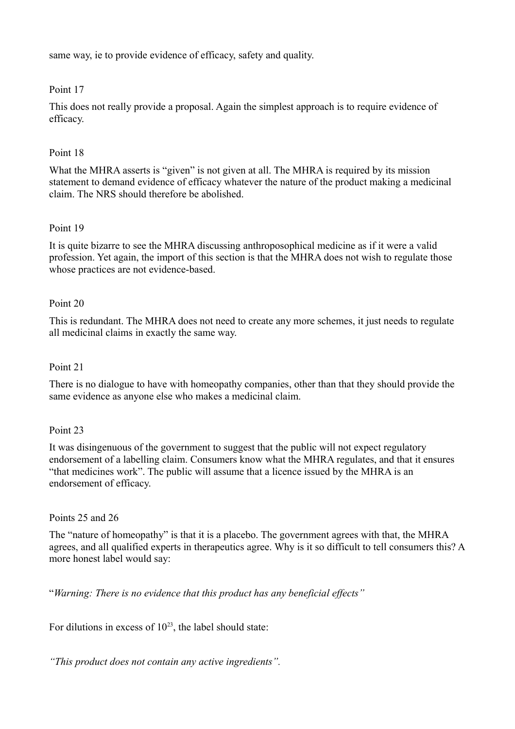same way, ie to provide evidence of efficacy, safety and quality.

Point 17

This does not really provide a proposal. Again the simplest approach is to require evidence of efficacy.

Point 18

What the MHRA asserts is "given" is not given at all. The MHRA is required by its mission statement to demand evidence of efficacy whatever the nature of the product making a medicinal claim. The NRS should therefore be abolished.

Point 19

It is quite bizarre to see the MHRA discussing anthroposophical medicine as if it were a valid profession. Yet again, the import of this section is that the MHRA does not wish to regulate those whose practices are not evidence-based.

Point 20

This is redundant. The MHRA does not need to create any more schemes, it just needs to regulate all medicinal claims in exactly the same way.

Point 21

There is no dialogue to have with homeopathy companies, other than that they should provide the same evidence as anyone else who makes a medicinal claim.

Point 23

It was disingenuous of the government to suggest that the public will not expect regulatory endorsement of a labelling claim. Consumers know what the MHRA regulates, and that it ensures "that medicines work". The public will assume that a licence issued by the MHRA is an endorsement of efficacy.

Points 25 and 26

The "nature of homeopathy" is that it is a placebo. The government agrees with that, the MHRA agrees, and all qualified experts in therapeutics agree. Why is it so difficult to tell consumers this? A more honest label would say:

"*Warning: There is no evidence that this product has any beneficial effects"*

For dilutions in excess of $10^{23}$, the label should state:

*"This product does not contain any active ingredients".*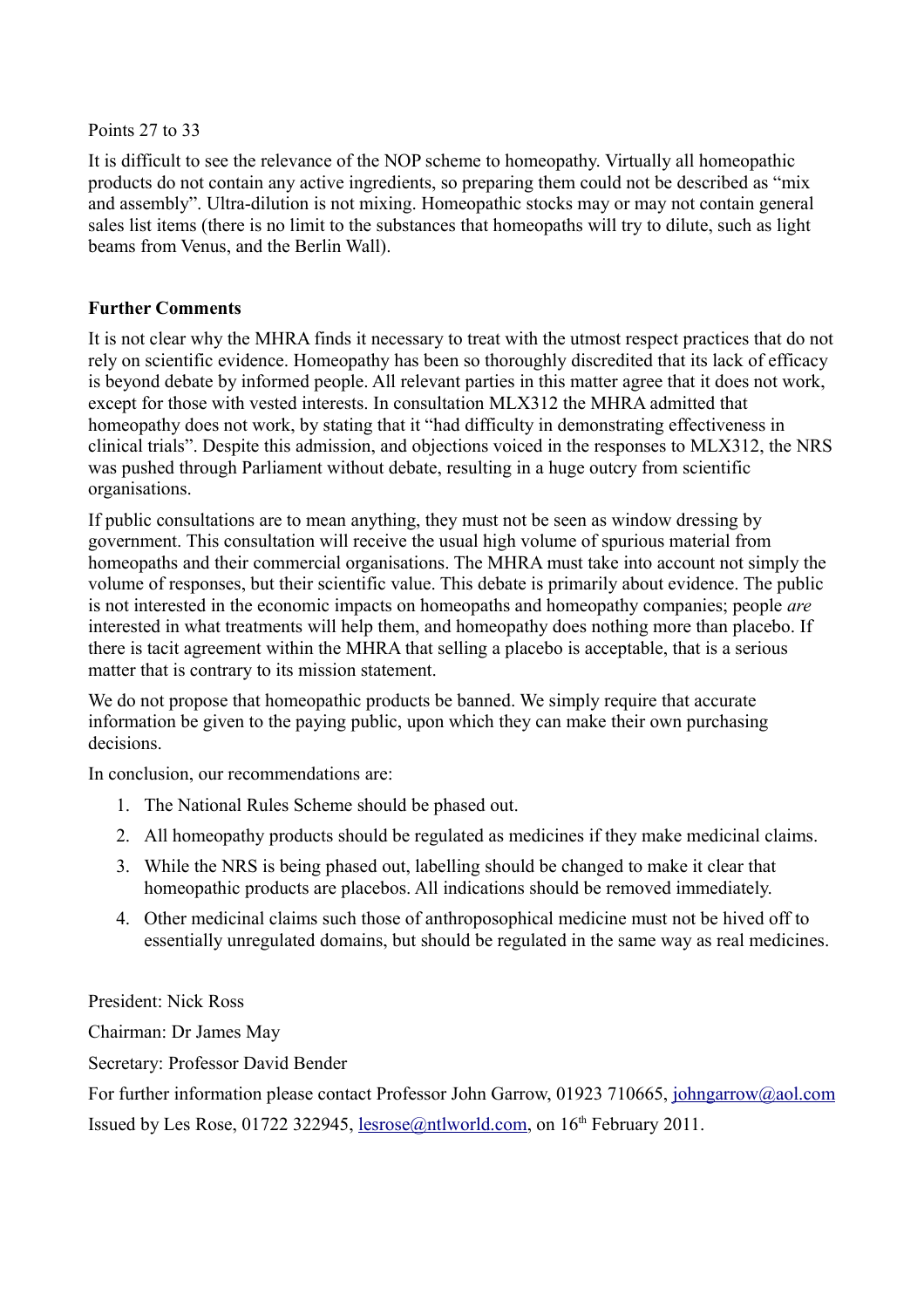Points 27 to 33

It is difficult to see the relevance of the NOP scheme to homeopathy. Virtually all homeopathic products do not contain any active ingredients, so preparing them could not be described as "mix and assembly". Ultra-dilution is not mixing. Homeopathic stocks may or may not contain general sales list items (there is no limit to the substances that homeopaths will try to dilute, such as light beams from Venus, and the Berlin Wall).

**Further Comments**

It is not clear why the MHRA finds it necessary to treat with the utmost respect practices that do not rely on scientific evidence. Homeopathy has been so thoroughly discredited that its lack of efficacy is beyond debate by informed people. All relevant parties in this matter agree that it does not work, except for those with vested interests. In consultation MLX312 the MHRA admitted that homeopathy does not work, by stating that it "had difficulty in demonstrating effectiveness in clinical trials". Despite this admission, and objections voiced in the responses to MLX312, the NRS was pushed through Parliament without debate, resulting in a huge outcry from scientific organisations.

If public consultations are to mean anything, they must not be seen as window dressing by government. This consultation will receive the usual high volume of spurious material from homeopaths and their commercial organisations. The MHRA must take into account not simply the volume of responses, but their scientific value. This debate is primarily about evidence. The public is not interested in the economic impacts on homeopaths and homeopathy companies; people *are* interested in what treatments will help them, and homeopathy does nothing more than placebo. If there is tacit agreement within the MHRA that selling a placebo is acceptable, that is a serious matter that is contrary to its mission statement.

We do not propose that homeopathic products be banned. We simply require that accurate information be given to the paying public, upon which they can make their own purchasing decisions.

In conclusion, our recommendations are:

1. The National Rules Scheme should be phased out.
2. All homeopathy products should be regulated as medicines if they make medicinal claims.
3. While the NRS is being phased out, labelling should be changed to make it clear that homeopathic products are placebos. All indications should be removed immediately.
4. Other medicinal claims such those of anthroposophical medicine must not be hived off to essentially unregulated domains, but should be regulated in the same way as real medicines.

President: Nick Ross

Chairman: Dr James May

Secretary: Professor David Bender

For further information please contact Professor John Garrow, 01923 710665, johngarrow@aol.com

Issued by Les Rose, 01722 322945, lesrose@ntlworld.com, on 16th February 2011.